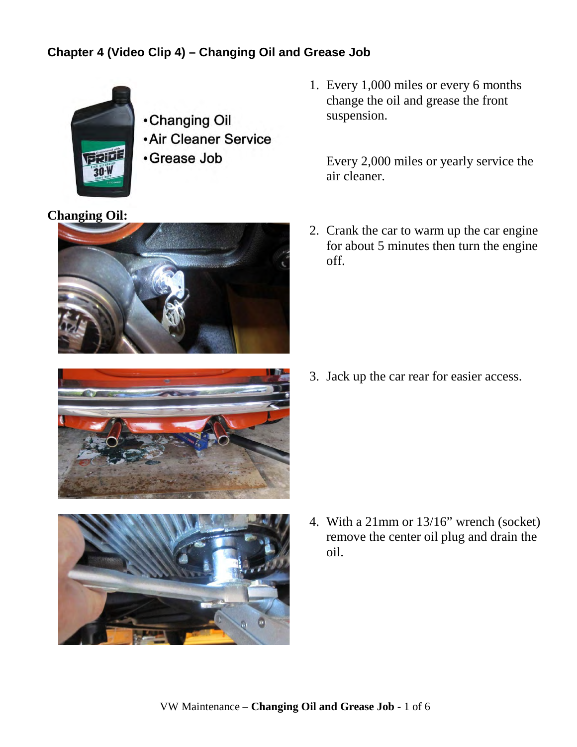## Chapter 4 (Video Clip 4) – Changing Oil and Grease Job

- Changing Oil
- Air Cleaner Service
- Grease Job

1. Every 1,000 miles or every 6 months change the oil and grease the front suspension.

   Every 2,000 miles or yearly service the air cleaner.

**Changing Oil:**

2. Crank the car to warm up the car engine for about 5 minutes then turn the engine off.

3. Jack up the car rear for easier access.

4. With a 21mm or 13/16" wrench (socket) remove the center oil plug and drain the oil.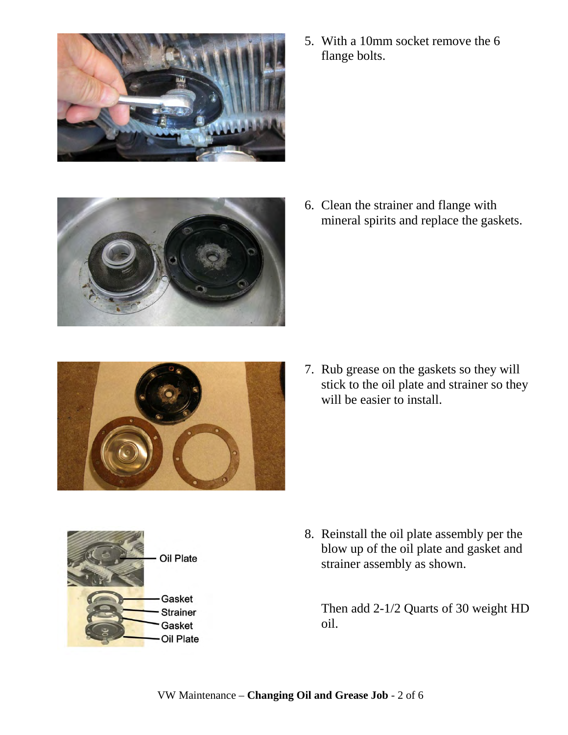5. With a 10mm socket remove the 6 flange bolts.

6. Clean the strainer and flange with mineral spirits and replace the gaskets.

7. Rub grease on the gaskets so they will stick to the oil plate and strainer so they will be easier to install.

8. Reinstall the oil plate assembly per the blow up of the oil plate and gasket and strainer assembly as shown.

   Then add 2-1/2 Quarts of 30 weight HD oil.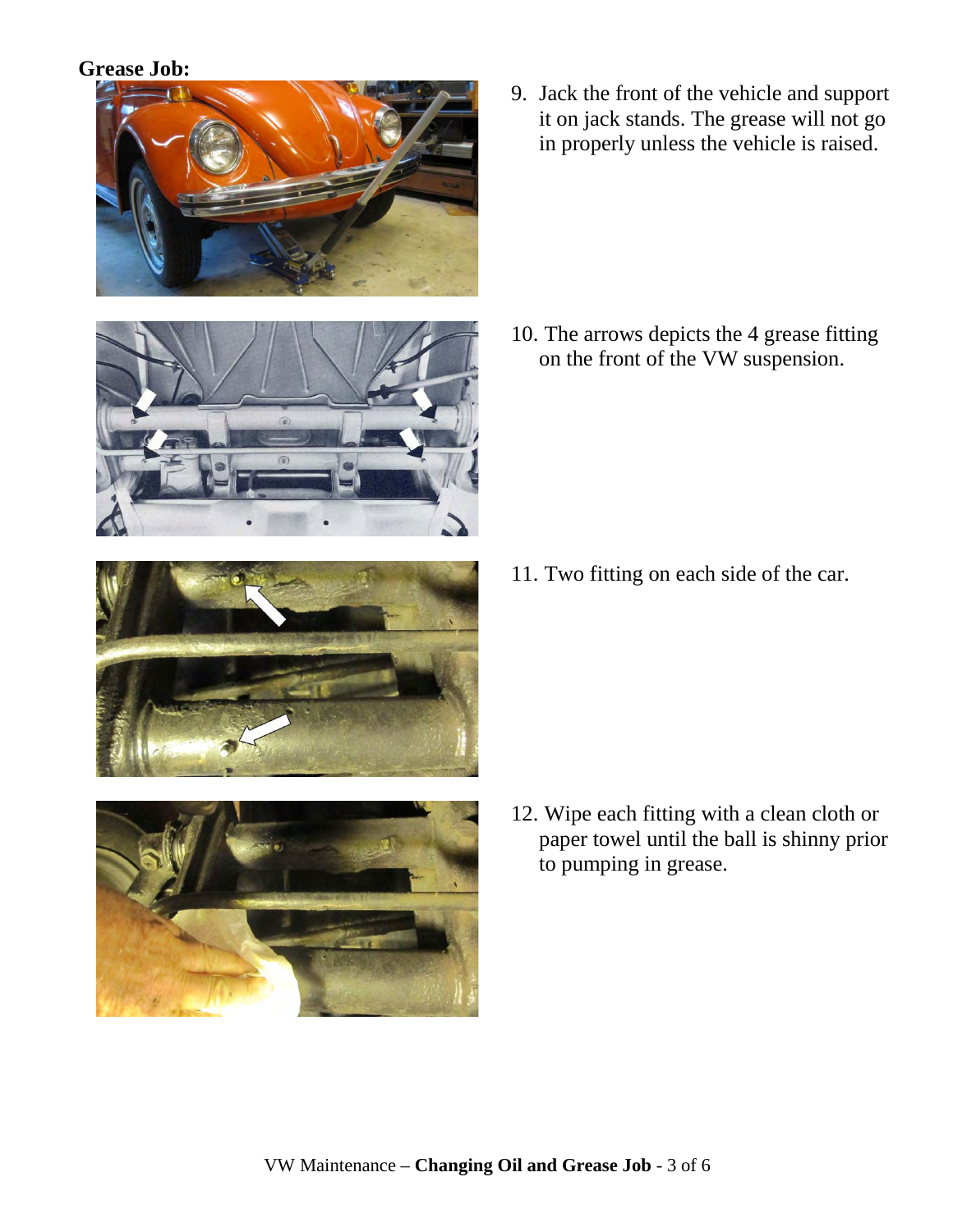**Grease Job:**

9. Jack the front of the vehicle and support it on jack stands. The grease will not go in properly unless the vehicle is raised.

10. The arrows depicts the 4 grease fitting on the front of the VW suspension.

11. Two fitting on each side of the car.

12. Wipe each fitting with a clean cloth or paper towel until the ball is shinny prior to pumping in grease.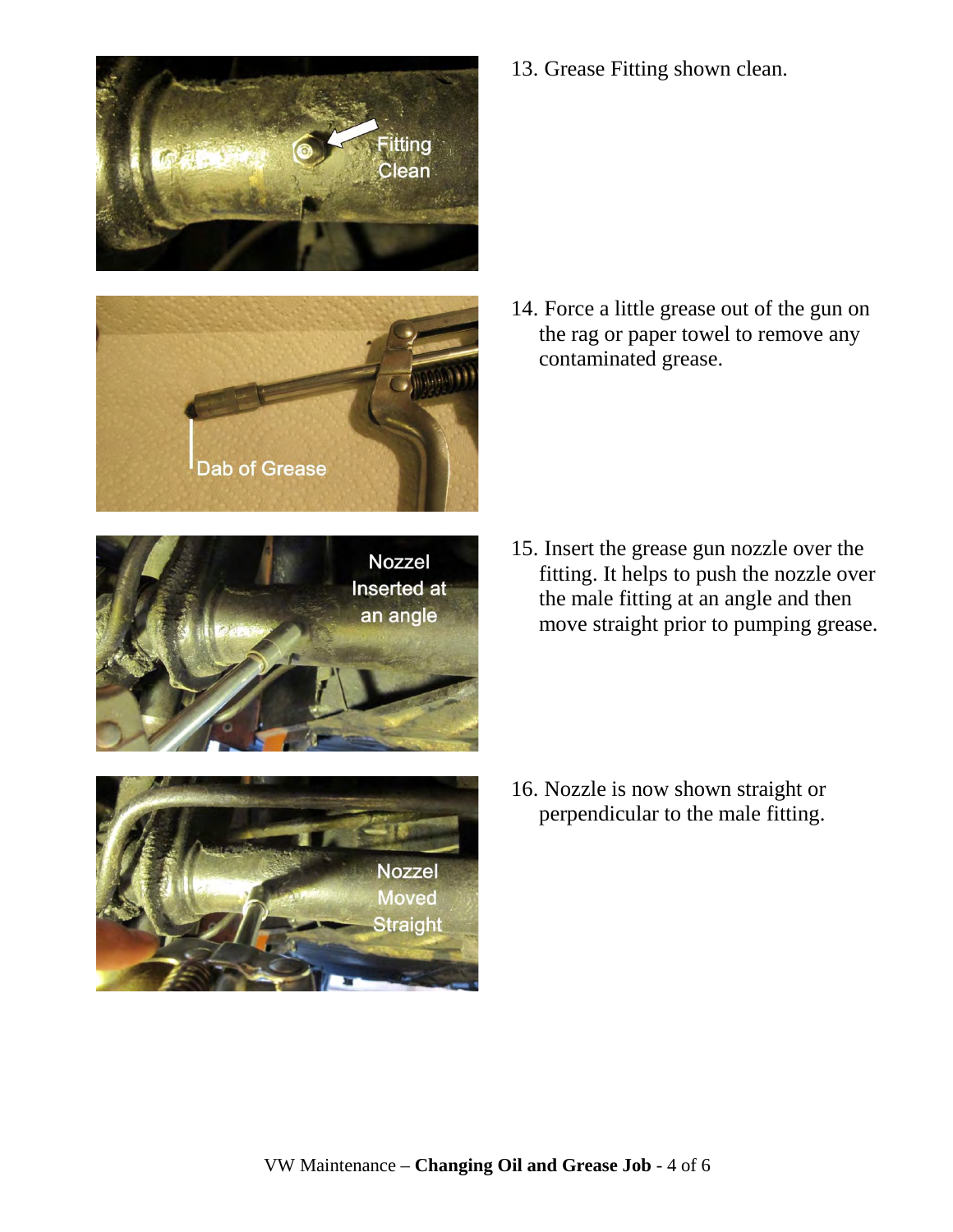13. Grease Fitting shown clean.

14. Force a little grease out of the gun on the rag or paper towel to remove any contaminated grease.

15. Insert the grease gun nozzle over the fitting. It helps to push the nozzle over the male fitting at an angle and then move straight prior to pumping grease.

16. Nozzle is now shown straight or perpendicular to the male fitting.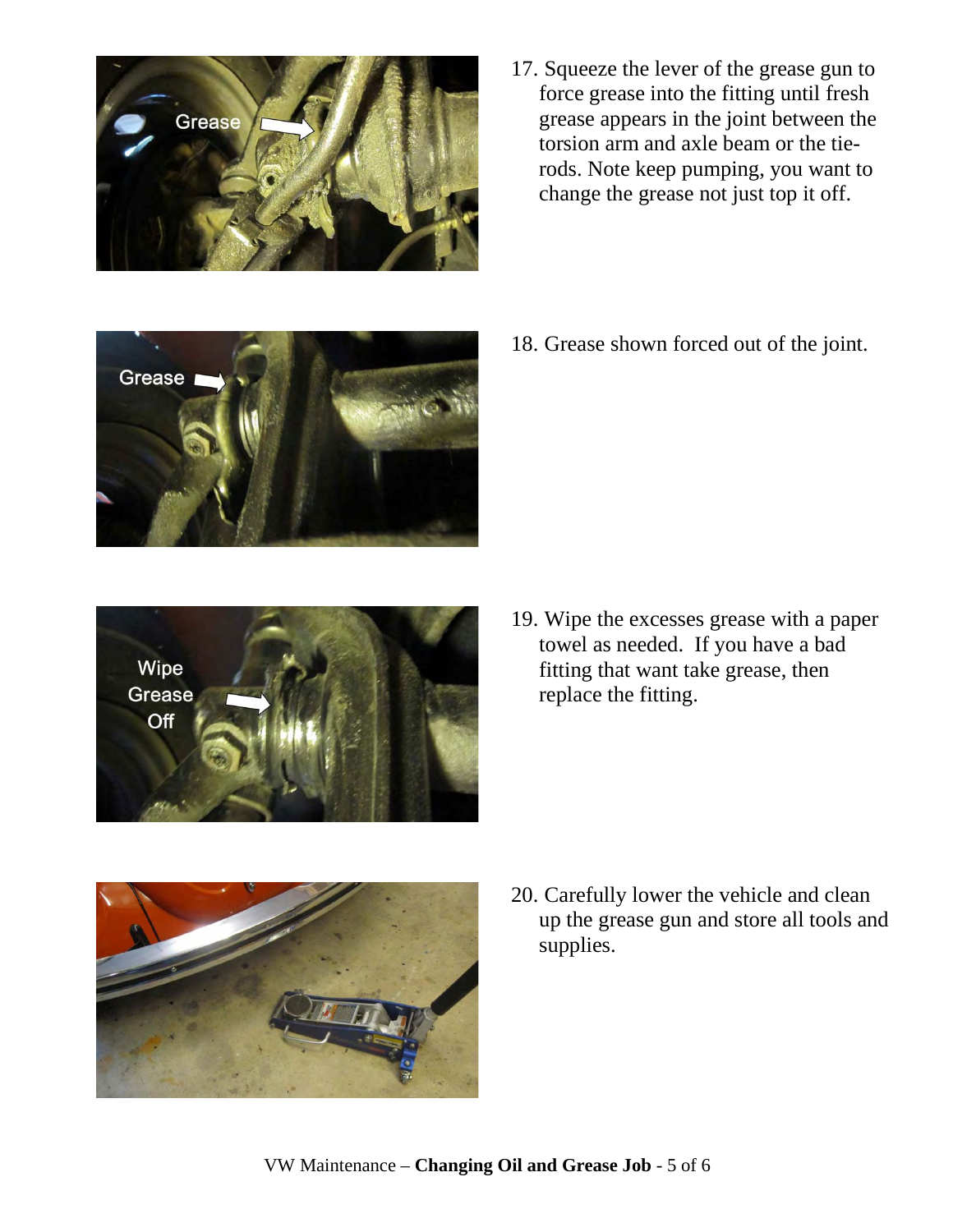17. Squeeze the lever of the grease gun to force grease into the fitting until fresh grease appears in the joint between the torsion arm and axle beam or the tie-rods. Note keep pumping, you want to change the grease not just top it off.

18. Grease shown forced out of the joint.

19. Wipe the excesses grease with a paper towel as needed. If you have a bad fitting that want take grease, then replace the fitting.

20. Carefully lower the vehicle and clean up the grease gun and store all tools and supplies.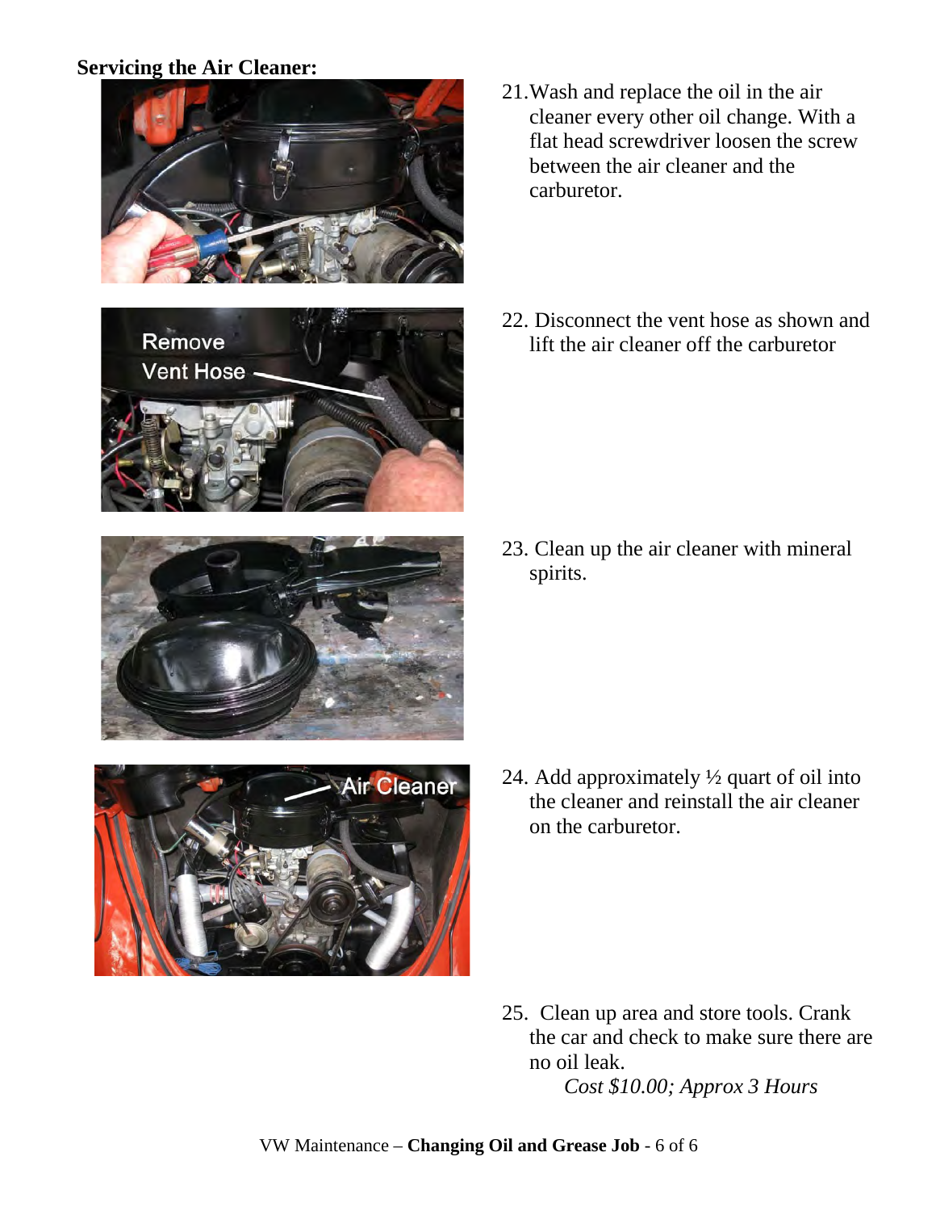**Servicing the Air Cleaner:**

21. Wash and replace the oil in the air cleaner every other oil change. With a flat head screwdriver loosen the screw between the air cleaner and the carburetor.

22. Disconnect the vent hose as shown and lift the air cleaner off the carburetor

23. Clean up the air cleaner with mineral spirits.

24. Add approximately ½ quart of oil into the cleaner and reinstall the air cleaner on the carburetor.

25. Clean up area and store tools. Crank the car and check to make sure there are no oil leak.

*Cost $10.00; Approx 3 Hours*